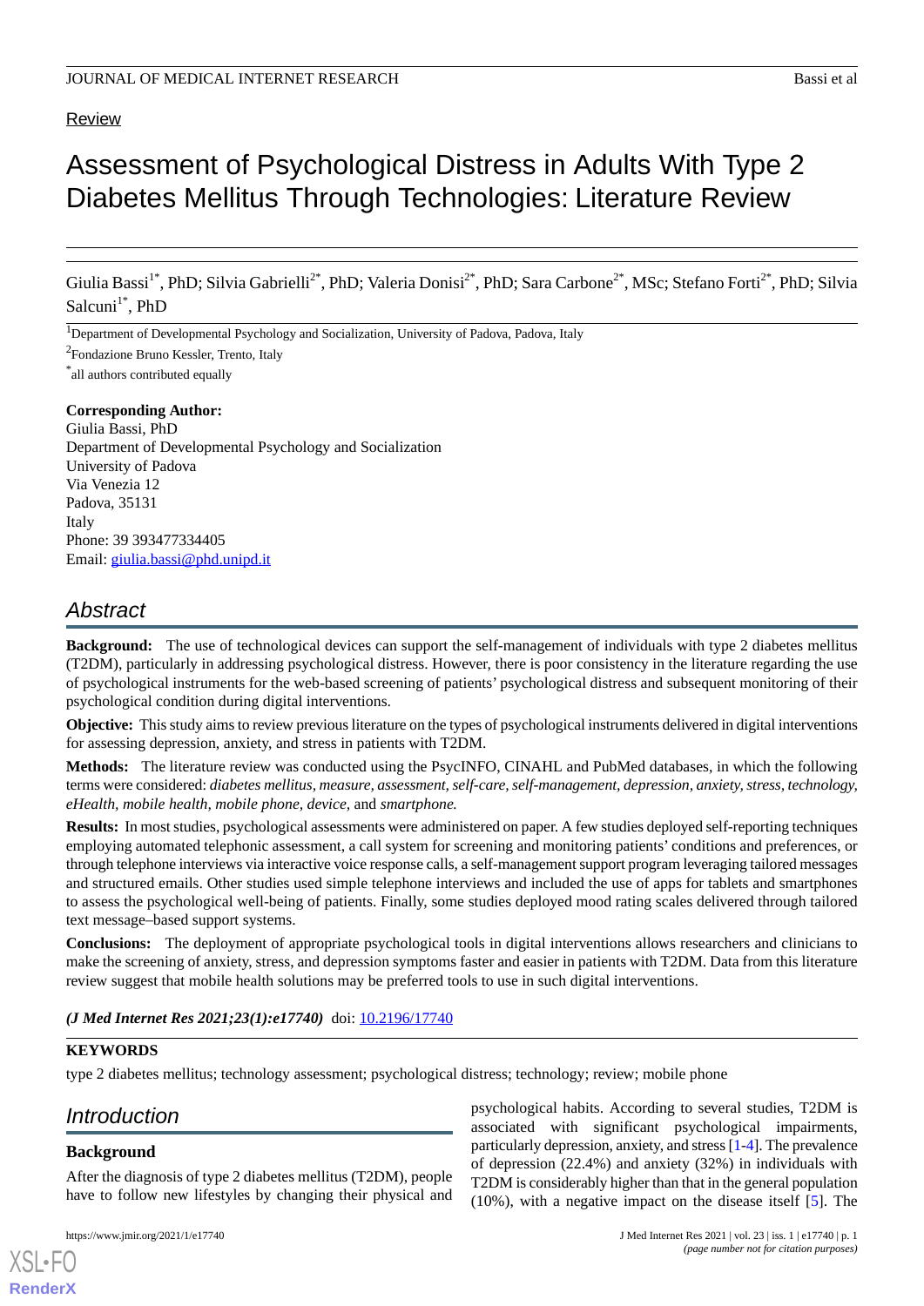Review

# Assessment of Psychological Distress in Adults With Type 2 Diabetes Mellitus Through Technologies: Literature Review

Giulia Bassi[1*], PhD; Silvia Gabrielli[2*], PhD; Valeria Donisi[2*], PhD; Sara Carbone[2*], MSc; Stefano Forti[2*], PhD; Silvia Salcuni[1*], PhD

[1]Department of Developmental Psychology and Socialization, University of Padova, Padova, Italy

[2]Fondazione Bruno Kessler, Trento, Italy

[*]all authors contributed equally

**Corresponding Author:**
Giulia Bassi, PhD
Department of Developmental Psychology and Socialization
University of Padova
Via Venezia 12
Padova, 35131
Italy
Phone: 39 393477334405
Email: giulia.bassi@phd.unipd.it

## Abstract

**Background:** The use of technological devices can support the self-management of individuals with type 2 diabetes mellitus (T2DM), particularly in addressing psychological distress. However, there is poor consistency in the literature regarding the use of psychological instruments for the web-based screening of patients' psychological distress and subsequent monitoring of their psychological condition during digital interventions.

**Objective:** This study aims to review previous literature on the types of psychological instruments delivered in digital interventions for assessing depression, anxiety, and stress in patients with T2DM.

**Methods:** The literature review was conducted using the PsycINFO, CINAHL and PubMed databases, in which the following terms were considered: *diabetes mellitus, measure, assessment, self-care, self-management, depression, anxiety, stress, technology, eHealth, mobile health, mobile phone, device,* and *smartphone.*

**Results:** In most studies, psychological assessments were administered on paper. A few studies deployed self-reporting techniques employing automated telephonic assessment, a call system for screening and monitoring patients' conditions and preferences, or through telephone interviews via interactive voice response calls, a self-management support program leveraging tailored messages and structured emails. Other studies used simple telephone interviews and included the use of apps for tablets and smartphones to assess the psychological well-being of patients. Finally, some studies deployed mood rating scales delivered through tailored text message–based support systems.

**Conclusions:** The deployment of appropriate psychological tools in digital interventions allows researchers and clinicians to make the screening of anxiety, stress, and depression symptoms faster and easier in patients with T2DM. Data from this literature review suggest that mobile health solutions may be preferred tools to use in such digital interventions.

***(J Med Internet Res 2021;23(1):e17740)*** doi: 10.2196/17740

**KEYWORDS**

type 2 diabetes mellitus; technology assessment; psychological distress; technology; review; mobile phone

## Introduction

### Background

After the diagnosis of type 2 diabetes mellitus (T2DM), people have to follow new lifestyles by changing their physical and psychological habits. According to several studies, T2DM is associated with significant psychological impairments, particularly depression, anxiety, and stress [1-4]. The prevalence of depression (22.4%) and anxiety (32%) in individuals with T2DM is considerably higher than that in the general population (10%), with a negative impact on the disease itself [5]. The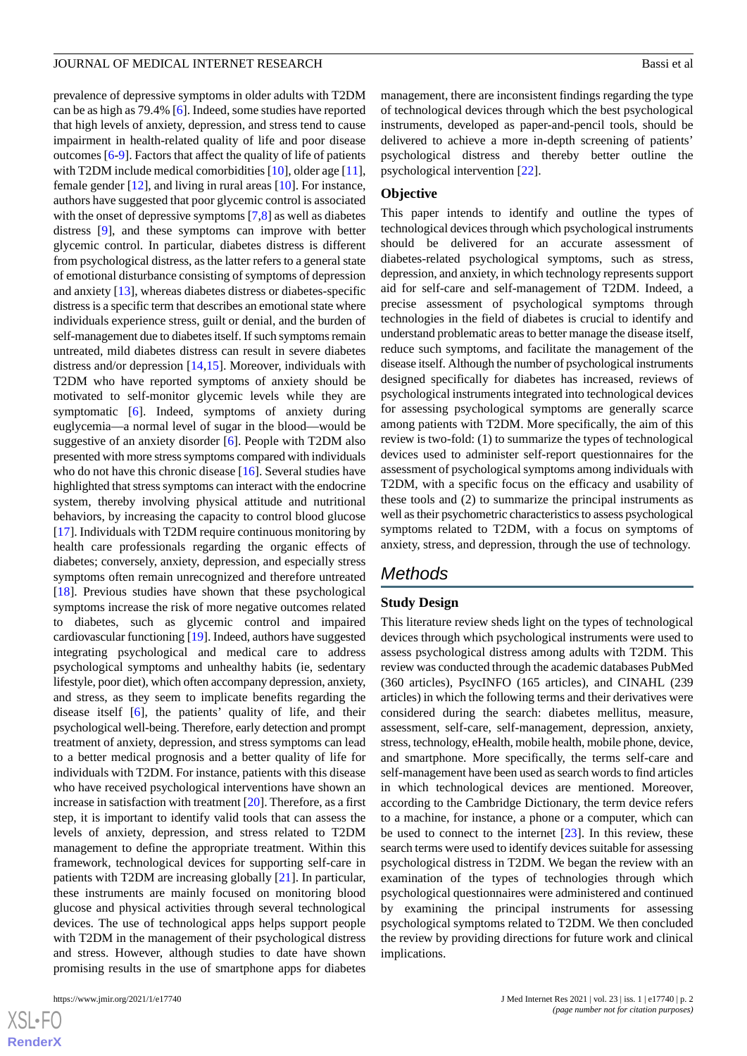prevalence of depressive symptoms in older adults with T2DM can be as high as 79.4% [6]. Indeed, some studies have reported that high levels of anxiety, depression, and stress tend to cause impairment in health-related quality of life and poor disease outcomes [6-9]. Factors that affect the quality of life of patients with T2DM include medical comorbidities [10], older age [11], female gender [12], and living in rural areas [10]. For instance, authors have suggested that poor glycemic control is associated with the onset of depressive symptoms [7,8] as well as diabetes distress [9], and these symptoms can improve with better glycemic control. In particular, diabetes distress is different from psychological distress, as the latter refers to a general state of emotional disturbance consisting of symptoms of depression and anxiety [13], whereas diabetes distress or diabetes-specific distress is a specific term that describes an emotional state where individuals experience stress, guilt or denial, and the burden of self-management due to diabetes itself. If such symptoms remain untreated, mild diabetes distress can result in severe diabetes distress and/or depression [14,15]. Moreover, individuals with T2DM who have reported symptoms of anxiety should be motivated to self-monitor glycemic levels while they are symptomatic [6]. Indeed, symptoms of anxiety during euglycemia—a normal level of sugar in the blood—would be suggestive of an anxiety disorder [6]. People with T2DM also presented with more stress symptoms compared with individuals who do not have this chronic disease [16]. Several studies have highlighted that stress symptoms can interact with the endocrine system, thereby involving physical attitude and nutritional behaviors, by increasing the capacity to control blood glucose [17]. Individuals with T2DM require continuous monitoring by health care professionals regarding the organic effects of diabetes; conversely, anxiety, depression, and especially stress symptoms often remain unrecognized and therefore untreated [18]. Previous studies have shown that these psychological symptoms increase the risk of more negative outcomes related to diabetes, such as glycemic control and impaired cardiovascular functioning [19]. Indeed, authors have suggested integrating psychological and medical care to address psychological symptoms and unhealthy habits (ie, sedentary lifestyle, poor diet), which often accompany depression, anxiety, and stress, as they seem to implicate benefits regarding the disease itself [6], the patients' quality of life, and their psychological well-being. Therefore, early detection and prompt treatment of anxiety, depression, and stress symptoms can lead to a better medical prognosis and a better quality of life for individuals with T2DM. For instance, patients with this disease who have received psychological interventions have shown an increase in satisfaction with treatment [20]. Therefore, as a first step, it is important to identify valid tools that can assess the levels of anxiety, depression, and stress related to T2DM management to define the appropriate treatment. Within this framework, technological devices for supporting self-care in patients with T2DM are increasing globally [21]. In particular, these instruments are mainly focused on monitoring blood glucose and physical activities through several technological devices. The use of technological apps helps support people with T2DM in the management of their psychological distress and stress. However, although studies to date have shown promising results in the use of smartphone apps for diabetes management, there are inconsistent findings regarding the type of technological devices through which the best psychological instruments, developed as paper-and-pencil tools, should be delivered to achieve a more in-depth screening of patients' psychological distress and thereby better outline the psychological intervention [22].

### Objective

This paper intends to identify and outline the types of technological devices through which psychological instruments should be delivered for an accurate assessment of diabetes-related psychological symptoms, such as stress, depression, and anxiety, in which technology represents support aid for self-care and self-management of T2DM. Indeed, a precise assessment of psychological symptoms through technologies in the field of diabetes is crucial to identify and understand problematic areas to better manage the disease itself, reduce such symptoms, and facilitate the management of the disease itself. Although the number of psychological instruments designed specifically for diabetes has increased, reviews of psychological instruments integrated into technological devices for assessing psychological symptoms are generally scarce among patients with T2DM. More specifically, the aim of this review is two-fold: (1) to summarize the types of technological devices used to administer self-report questionnaires for the assessment of psychological symptoms among individuals with T2DM, with a specific focus on the efficacy and usability of these tools and (2) to summarize the principal instruments as well as their psychometric characteristics to assess psychological symptoms related to T2DM, with a focus on symptoms of anxiety, stress, and depression, through the use of technology.

## Methods

### Study Design

This literature review sheds light on the types of technological devices through which psychological instruments were used to assess psychological distress among adults with T2DM. This review was conducted through the academic databases PubMed (360 articles), PsycINFO (165 articles), and CINAHL (239 articles) in which the following terms and their derivatives were considered during the search: diabetes mellitus, measure, assessment, self-care, self-management, depression, anxiety, stress, technology, eHealth, mobile health, mobile phone, device, and smartphone. More specifically, the terms self-care and self-management have been used as search words to find articles in which technological devices are mentioned. Moreover, according to the Cambridge Dictionary, the term device refers to a machine, for instance, a phone or a computer, which can be used to connect to the internet [23]. In this review, these search terms were used to identify devices suitable for assessing psychological distress in T2DM. We began the review with an examination of the types of technologies through which psychological questionnaires were administered and continued by examining the principal instruments for assessing psychological symptoms related to T2DM. We then concluded the review by providing directions for future work and clinical implications.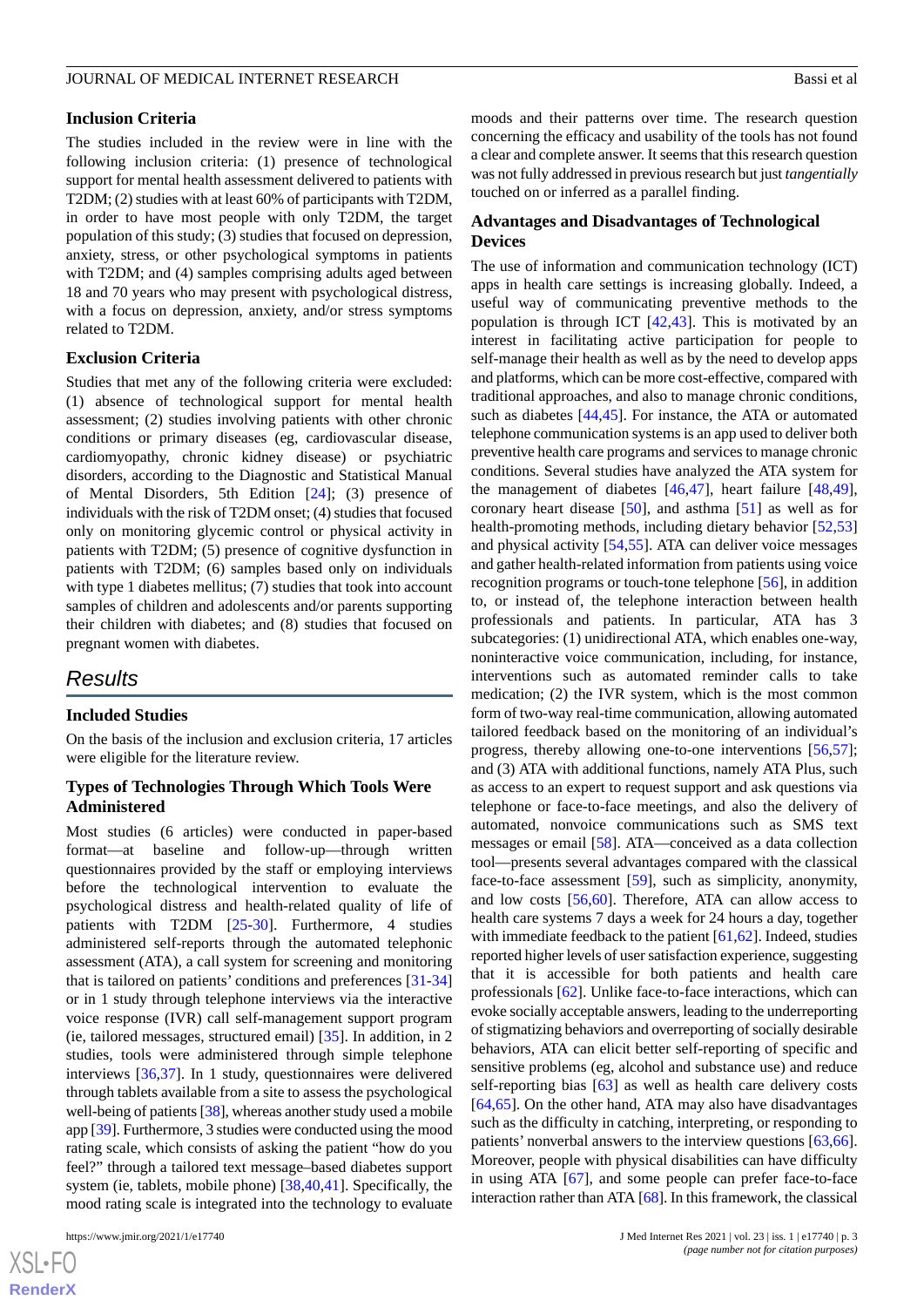### Inclusion Criteria

The studies included in the review were in line with the following inclusion criteria: (1) presence of technological support for mental health assessment delivered to patients with T2DM; (2) studies with at least 60% of participants with T2DM, in order to have most people with only T2DM, the target population of this study; (3) studies that focused on depression, anxiety, stress, or other psychological symptoms in patients with T2DM; and (4) samples comprising adults aged between 18 and 70 years who may present with psychological distress, with a focus on depression, anxiety, and/or stress symptoms related to T2DM.

### Exclusion Criteria

Studies that met any of the following criteria were excluded: (1) absence of technological support for mental health assessment; (2) studies involving patients with other chronic conditions or primary diseases (eg, cardiovascular disease, cardiomyopathy, chronic kidney disease) or psychiatric disorders, according to the Diagnostic and Statistical Manual of Mental Disorders, 5th Edition [24]; (3) presence of individuals with the risk of T2DM onset; (4) studies that focused only on monitoring glycemic control or physical activity in patients with T2DM; (5) presence of cognitive dysfunction in patients with T2DM; (6) samples based only on individuals with type 1 diabetes mellitus; (7) studies that took into account samples of children and adolescents and/or parents supporting their children with diabetes; and (8) studies that focused on pregnant women with diabetes.

## Results

### Included Studies

On the basis of the inclusion and exclusion criteria, 17 articles were eligible for the literature review.

### Types of Technologies Through Which Tools Were Administered

Most studies (6 articles) were conducted in paper-based format—at baseline and follow-up—through written questionnaires provided by the staff or employing interviews before the technological intervention to evaluate the psychological distress and health-related quality of life of patients with T2DM [25-30]. Furthermore, 4 studies administered self-reports through the automated telephonic assessment (ATA), a call system for screening and monitoring that is tailored on patients' conditions and preferences [31-34] or in 1 study through telephone interviews via the interactive voice response (IVR) call self-management support program (ie, tailored messages, structured email) [35]. In addition, in 2 studies, tools were administered through simple telephone interviews [36,37]. In 1 study, questionnaires were delivered through tablets available from a site to assess the psychological well-being of patients [38], whereas another study used a mobile app [39]. Furthermore, 3 studies were conducted using the mood rating scale, which consists of asking the patient "how do you feel?" through a tailored text message–based diabetes support system (ie, tablets, mobile phone) [38,40,41]. Specifically, the mood rating scale is integrated into the technology to evaluate moods and their patterns over time. The research question concerning the efficacy and usability of the tools has not found a clear and complete answer. It seems that this research question was not fully addressed in previous research but just *tangentially* touched on or inferred as a parallel finding.

### Advantages and Disadvantages of Technological Devices

The use of information and communication technology (ICT) apps in health care settings is increasing globally. Indeed, a useful way of communicating preventive methods to the population is through ICT [42,43]. This is motivated by an interest in facilitating active participation for people to self-manage their health as well as by the need to develop apps and platforms, which can be more cost-effective, compared with traditional approaches, and also to manage chronic conditions, such as diabetes [44,45]. For instance, the ATA or automated telephone communication systems is an app used to deliver both preventive health care programs and services to manage chronic conditions. Several studies have analyzed the ATA system for the management of diabetes [46,47], heart failure [48,49], coronary heart disease [50], and asthma [51] as well as for health-promoting methods, including dietary behavior [52,53] and physical activity [54,55]. ATA can deliver voice messages and gather health-related information from patients using voice recognition programs or touch-tone telephone [56], in addition to, or instead of, the telephone interaction between health professionals and patients. In particular, ATA has 3 subcategories: (1) unidirectional ATA, which enables one-way, noninteractive voice communication, including, for instance, interventions such as automated reminder calls to take medication; (2) the IVR system, which is the most common form of two-way real-time communication, allowing automated tailored feedback based on the monitoring of an individual's progress, thereby allowing one-to-one interventions [56,57]; and (3) ATA with additional functions, namely ATA Plus, such as access to an expert to request support and ask questions via telephone or face-to-face meetings, and also the delivery of automated, nonvoice communications such as SMS text messages or email [58]. ATA—conceived as a data collection tool—presents several advantages compared with the classical face-to-face assessment [59], such as simplicity, anonymity, and low costs [56,60]. Therefore, ATA can allow access to health care systems 7 days a week for 24 hours a day, together with immediate feedback to the patient [61,62]. Indeed, studies reported higher levels of user satisfaction experience, suggesting that it is accessible for both patients and health care professionals [62]. Unlike face-to-face interactions, which can evoke socially acceptable answers, leading to the underreporting of stigmatizing behaviors and overreporting of socially desirable behaviors, ATA can elicit better self-reporting of specific and sensitive problems (eg, alcohol and substance use) and reduce self-reporting bias [63] as well as health care delivery costs [64,65]. On the other hand, ATA may also have disadvantages such as the difficulty in catching, interpreting, or responding to patients' nonverbal answers to the interview questions [63,66]. Moreover, people with physical disabilities can have difficulty in using ATA [67], and some people can prefer face-to-face interaction rather than ATA [68]. In this framework, the classical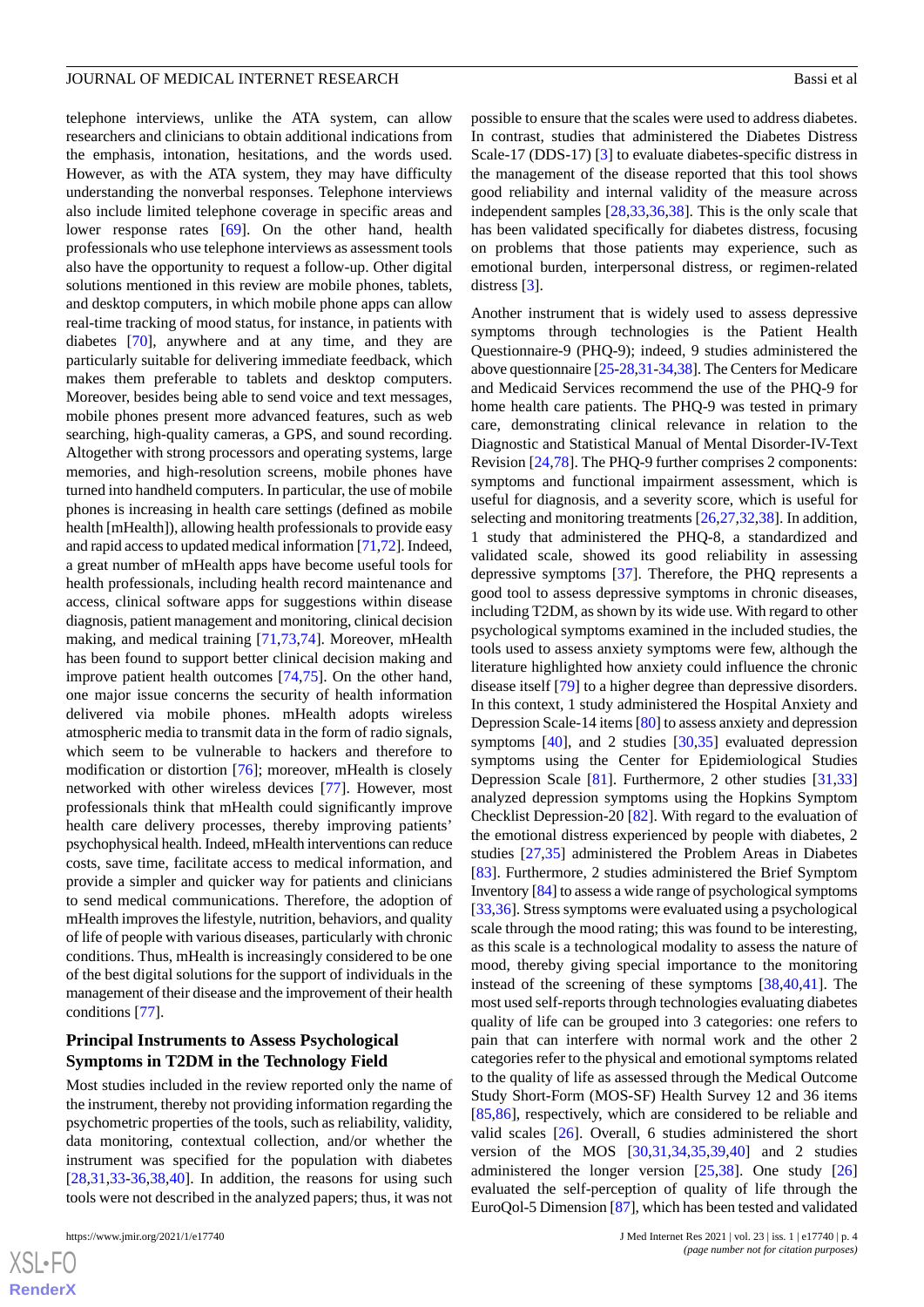telephone interviews, unlike the ATA system, can allow researchers and clinicians to obtain additional indications from the emphasis, intonation, hesitations, and the words used. However, as with the ATA system, they may have difficulty understanding the nonverbal responses. Telephone interviews also include limited telephone coverage in specific areas and lower response rates [69]. On the other hand, health professionals who use telephone interviews as assessment tools also have the opportunity to request a follow-up. Other digital solutions mentioned in this review are mobile phones, tablets, and desktop computers, in which mobile phone apps can allow real-time tracking of mood status, for instance, in patients with diabetes [70], anywhere and at any time, and they are particularly suitable for delivering immediate feedback, which makes them preferable to tablets and desktop computers. Moreover, besides being able to send voice and text messages, mobile phones present more advanced features, such as web searching, high-quality cameras, a GPS, and sound recording. Altogether with strong processors and operating systems, large memories, and high-resolution screens, mobile phones have turned into handheld computers. In particular, the use of mobile phones is increasing in health care settings (defined as mobile health [mHealth]), allowing health professionals to provide easy and rapid access to updated medical information [71,72]. Indeed, a great number of mHealth apps have become useful tools for health professionals, including health record maintenance and access, clinical software apps for suggestions within disease diagnosis, patient management and monitoring, clinical decision making, and medical training [71,73,74]. Moreover, mHealth has been found to support better clinical decision making and improve patient health outcomes [74,75]. On the other hand, one major issue concerns the security of health information delivered via mobile phones. mHealth adopts wireless atmospheric media to transmit data in the form of radio signals, which seem to be vulnerable to hackers and therefore to modification or distortion [76]; moreover, mHealth is closely networked with other wireless devices [77]. However, most professionals think that mHealth could significantly improve health care delivery processes, thereby improving patients' psychophysical health. Indeed, mHealth interventions can reduce costs, save time, facilitate access to medical information, and provide a simpler and quicker way for patients and clinicians to send medical communications. Therefore, the adoption of mHealth improves the lifestyle, nutrition, behaviors, and quality of life of people with various diseases, particularly with chronic conditions. Thus, mHealth is increasingly considered to be one of the best digital solutions for the support of individuals in the management of their disease and the improvement of their health conditions [77].

## Principal Instruments to Assess Psychological Symptoms in T2DM in the Technology Field

Most studies included in the review reported only the name of the instrument, thereby not providing information regarding the psychometric properties of the tools, such as reliability, validity, data monitoring, contextual collection, and/or whether the instrument was specified for the population with diabetes [28,31,33-36,38,40]. In addition, the reasons for using such tools were not described in the analyzed papers; thus, it was not possible to ensure that the scales were used to address diabetes. In contrast, studies that administered the Diabetes Distress Scale-17 (DDS-17) [3] to evaluate diabetes-specific distress in the management of the disease reported that this tool shows good reliability and internal validity of the measure across independent samples [28,33,36,38]. This is the only scale that has been validated specifically for diabetes distress, focusing on problems that those patients may experience, such as emotional burden, interpersonal distress, or regimen-related distress [3].

Another instrument that is widely used to assess depressive symptoms through technologies is the Patient Health Questionnaire-9 (PHQ-9); indeed, 9 studies administered the above questionnaire [25-28,31-34,38]. The Centers for Medicare and Medicaid Services recommend the use of the PHQ-9 for home health care patients. The PHQ-9 was tested in primary care, demonstrating clinical relevance in relation to the Diagnostic and Statistical Manual of Mental Disorder-IV-Text Revision [24,78]. The PHQ-9 further comprises 2 components: symptoms and functional impairment assessment, which is useful for diagnosis, and a severity score, which is useful for selecting and monitoring treatments [26,27,32,38]. In addition, 1 study that administered the PHQ-8, a standardized and validated scale, showed its good reliability in assessing depressive symptoms [37]. Therefore, the PHQ represents a good tool to assess depressive symptoms in chronic diseases, including T2DM, as shown by its wide use. With regard to other psychological symptoms examined in the included studies, the tools used to assess anxiety symptoms were few, although the literature highlighted how anxiety could influence the chronic disease itself [79] to a higher degree than depressive disorders. In this context, 1 study administered the Hospital Anxiety and Depression Scale-14 items [80] to assess anxiety and depression symptoms [40], and 2 studies [30,35] evaluated depression symptoms using the Center for Epidemiological Studies Depression Scale [81]. Furthermore, 2 other studies [31,33] analyzed depression symptoms using the Hopkins Symptom Checklist Depression-20 [82]. With regard to the evaluation of the emotional distress experienced by people with diabetes, 2 studies [27,35] administered the Problem Areas in Diabetes [83]. Furthermore, 2 studies administered the Brief Symptom Inventory [84] to assess a wide range of psychological symptoms [33,36]. Stress symptoms were evaluated using a psychological scale through the mood rating; this was found to be interesting, as this scale is a technological modality to assess the nature of mood, thereby giving special importance to the monitoring instead of the screening of these symptoms [38,40,41]. The most used self-reports through technologies evaluating diabetes quality of life can be grouped into 3 categories: one refers to pain that can interfere with normal work and the other 2 categories refer to the physical and emotional symptoms related to the quality of life as assessed through the Medical Outcome Study Short-Form (MOS-SF) Health Survey 12 and 36 items [85,86], respectively, which are considered to be reliable and valid scales [26]. Overall, 6 studies administered the short version of the MOS [30,31,34,35,39,40] and 2 studies administered the longer version [25,38]. One study [26] evaluated the self-perception of quality of life through the EuroQol-5 Dimension [87], which has been tested and validated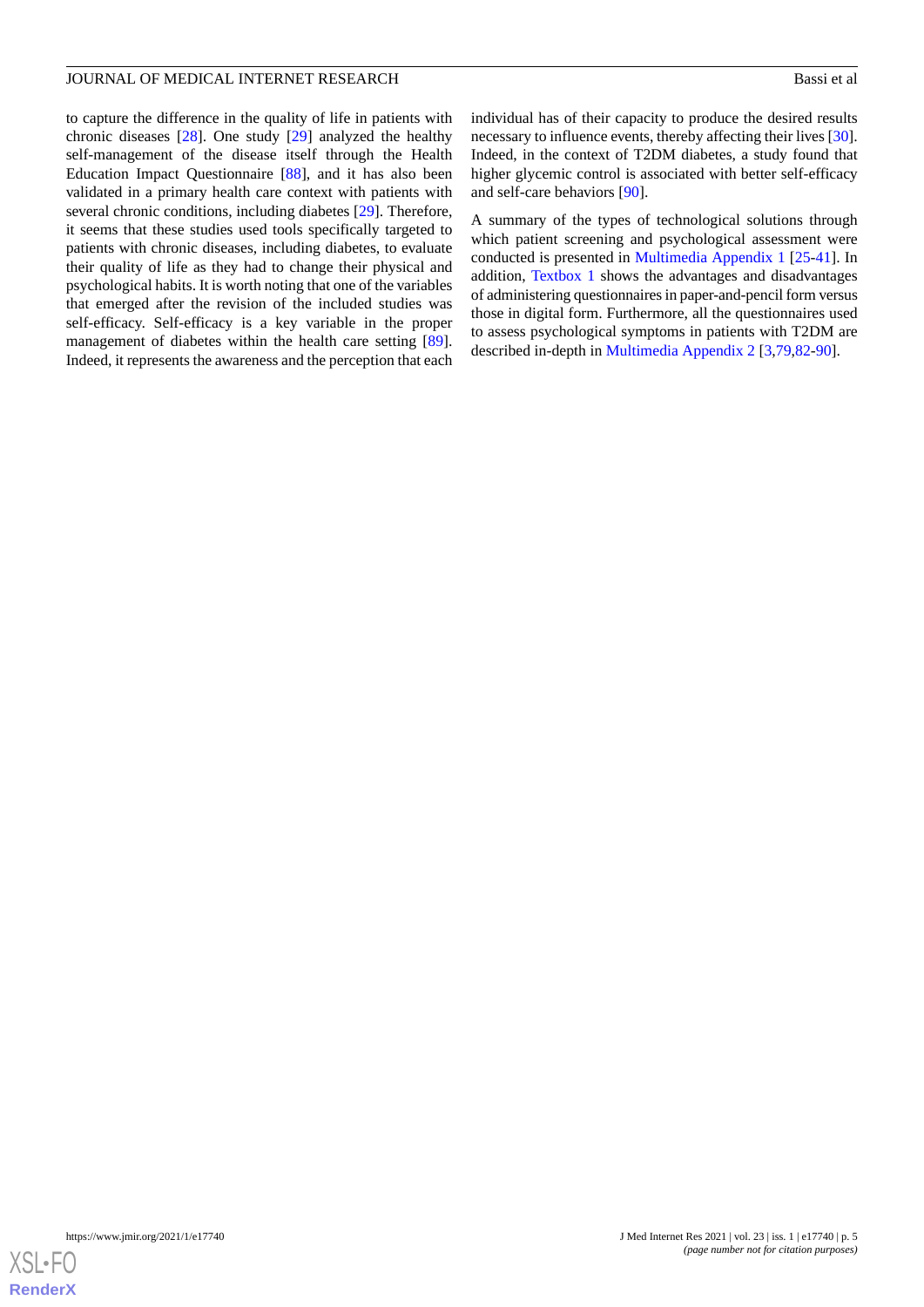to capture the difference in the quality of life in patients with chronic diseases [28]. One study [29] analyzed the healthy self-management of the disease itself through the Health Education Impact Questionnaire [88], and it has also been validated in a primary health care context with patients with several chronic conditions, including diabetes [29]. Therefore, it seems that these studies used tools specifically targeted to patients with chronic diseases, including diabetes, to evaluate their quality of life as they had to change their physical and psychological habits. It is worth noting that one of the variables that emerged after the revision of the included studies was self-efficacy. Self-efficacy is a key variable in the proper management of diabetes within the health care setting [89]. Indeed, it represents the awareness and the perception that each individual has of their capacity to produce the desired results necessary to influence events, thereby affecting their lives [30]. Indeed, in the context of T2DM diabetes, a study found that higher glycemic control is associated with better self-efficacy and self-care behaviors [90].

A summary of the types of technological solutions through which patient screening and psychological assessment were conducted is presented in Multimedia Appendix 1 [25-41]. In addition, Textbox 1 shows the advantages and disadvantages of administering questionnaires in paper-and-pencil form versus those in digital form. Furthermore, all the questionnaires used to assess psychological symptoms in patients with T2DM are described in-depth in Multimedia Appendix 2 [3,79,82-90].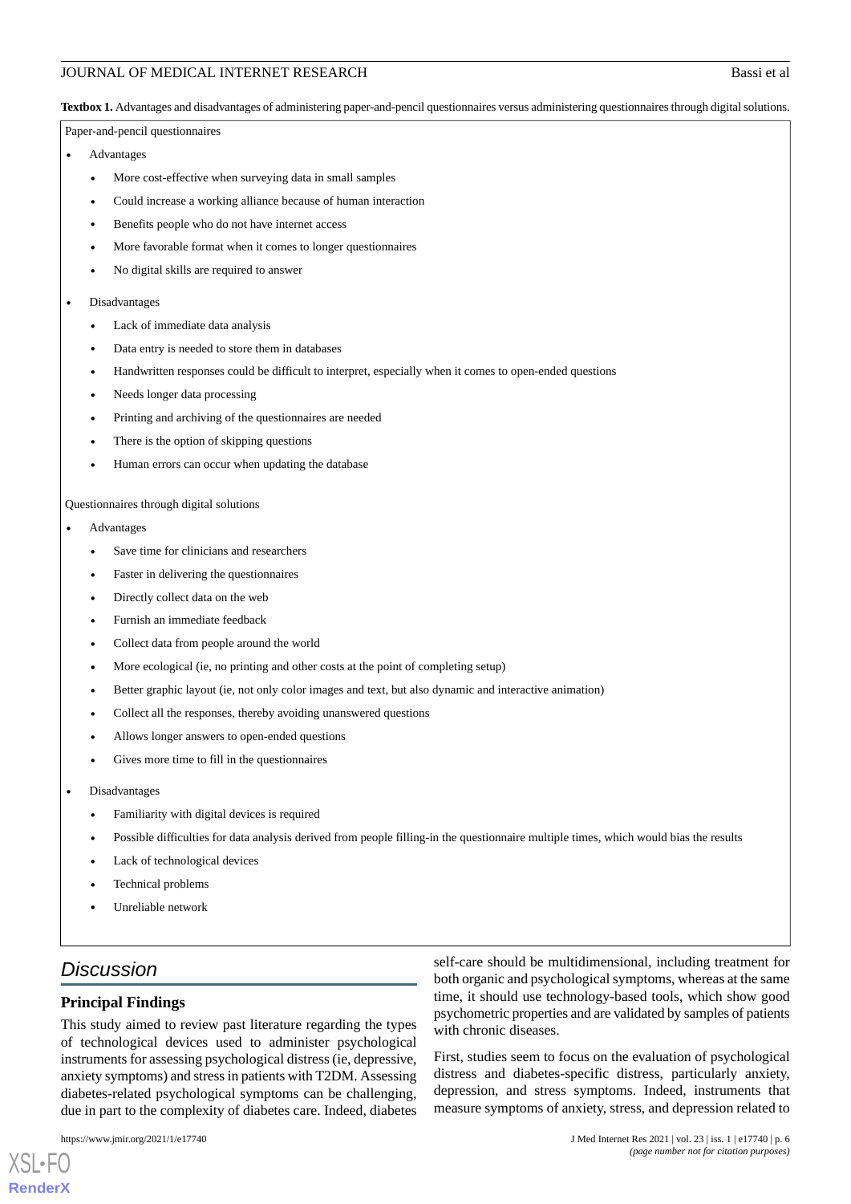**Textbox 1.** Advantages and disadvantages of administering paper-and-pencil questionnaires versus administering questionnaires through digital solutions.

Paper-and-pencil questionnaires

- Advantages
  - More cost-effective when surveying data in small samples
  - Could increase a working alliance because of human interaction
  - Benefits people who do not have internet access
  - More favorable format when it comes to longer questionnaires
  - No digital skills are required to answer
- Disadvantages
  - Lack of immediate data analysis
  - Data entry is needed to store them in databases
  - Handwritten responses could be difficult to interpret, especially when it comes to open-ended questions
  - Needs longer data processing
  - Printing and archiving of the questionnaires are needed
  - There is the option of skipping questions
  - Human errors can occur when updating the database

Questionnaires through digital solutions

- Advantages
  - Save time for clinicians and researchers
  - Faster in delivering the questionnaires
  - Directly collect data on the web
  - Furnish an immediate feedback
  - Collect data from people around the world
  - More ecological (ie, no printing and other costs at the point of completing setup)
  - Better graphic layout (ie, not only color images and text, but also dynamic and interactive animation)
  - Collect all the responses, thereby avoiding unanswered questions
  - Allows longer answers to open-ended questions
  - Gives more time to fill in the questionnaires
- Disadvantages
  - Familiarity with digital devices is required
  - Possible difficulties for data analysis derived from people filling-in the questionnaire multiple times, which would bias the results
  - Lack of technological devices
  - Technical problems
  - Unreliable network

## Discussion

### Principal Findings

This study aimed to review past literature regarding the types of technological devices used to administer psychological instruments for assessing psychological distress (ie, depressive, anxiety symptoms) and stress in patients with T2DM. Assessing diabetes-related psychological symptoms can be challenging, due in part to the complexity of diabetes care. Indeed, diabetes self-care should be multidimensional, including treatment for both organic and psychological symptoms, whereas at the same time, it should use technology-based tools, which show good psychometric properties and are validated by samples of patients with chronic diseases.

First, studies seem to focus on the evaluation of psychological distress and diabetes-specific distress, particularly anxiety, depression, and stress symptoms. Indeed, instruments that measure symptoms of anxiety, stress, and depression related to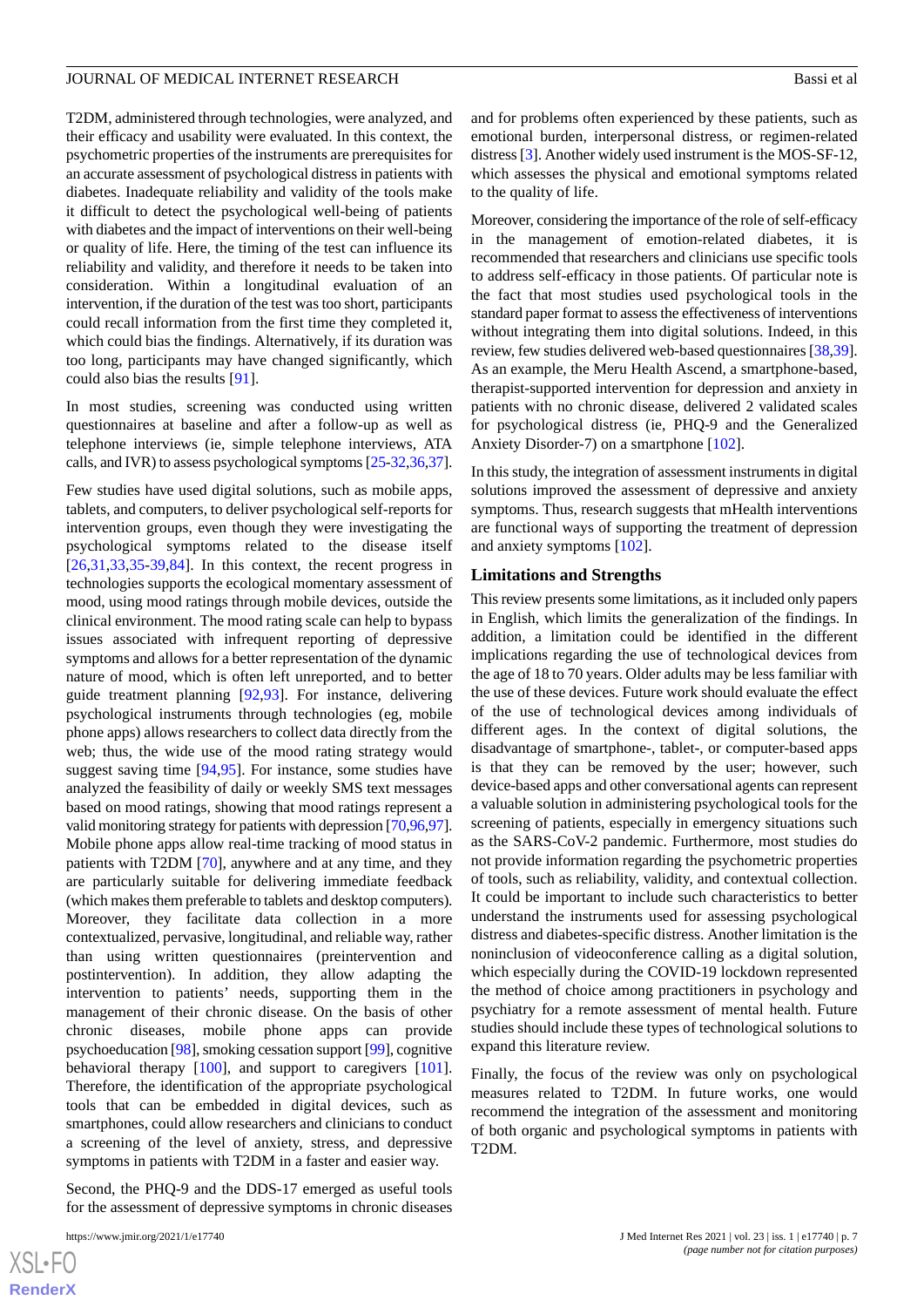T2DM, administered through technologies, were analyzed, and their efficacy and usability were evaluated. In this context, the psychometric properties of the instruments are prerequisites for an accurate assessment of psychological distress in patients with diabetes. Inadequate reliability and validity of the tools make it difficult to detect the psychological well-being of patients with diabetes and the impact of interventions on their well-being or quality of life. Here, the timing of the test can influence its reliability and validity, and therefore it needs to be taken into consideration. Within a longitudinal evaluation of an intervention, if the duration of the test was too short, participants could recall information from the first time they completed it, which could bias the findings. Alternatively, if its duration was too long, participants may have changed significantly, which could also bias the results [91].

In most studies, screening was conducted using written questionnaires at baseline and after a follow-up as well as telephone interviews (ie, simple telephone interviews, ATA calls, and IVR) to assess psychological symptoms [25-32,36,37].

Few studies have used digital solutions, such as mobile apps, tablets, and computers, to deliver psychological self-reports for intervention groups, even though they were investigating the psychological symptoms related to the disease itself [26,31,33,35-39,84]. In this context, the recent progress in technologies supports the ecological momentary assessment of mood, using mood ratings through mobile devices, outside the clinical environment. The mood rating scale can help to bypass issues associated with infrequent reporting of depressive symptoms and allows for a better representation of the dynamic nature of mood, which is often left unreported, and to better guide treatment planning [92,93]. For instance, delivering psychological instruments through technologies (eg, mobile phone apps) allows researchers to collect data directly from the web; thus, the wide use of the mood rating strategy would suggest saving time [94,95]. For instance, some studies have analyzed the feasibility of daily or weekly SMS text messages based on mood ratings, showing that mood ratings represent a valid monitoring strategy for patients with depression [70,96,97]. Mobile phone apps allow real-time tracking of mood status in patients with T2DM [70], anywhere and at any time, and they are particularly suitable for delivering immediate feedback (which makes them preferable to tablets and desktop computers). Moreover, they facilitate data collection in a more contextualized, pervasive, longitudinal, and reliable way, rather than using written questionnaires (preintervention and postintervention). In addition, they allow adapting the intervention to patients' needs, supporting them in the management of their chronic disease. On the basis of other chronic diseases, mobile phone apps can provide psychoeducation [98], smoking cessation support [99], cognitive behavioral therapy [100], and support to caregivers [101]. Therefore, the identification of the appropriate psychological tools that can be embedded in digital devices, such as smartphones, could allow researchers and clinicians to conduct a screening of the level of anxiety, stress, and depressive symptoms in patients with T2DM in a faster and easier way.

Second, the PHQ-9 and the DDS-17 emerged as useful tools for the assessment of depressive symptoms in chronic diseases and for problems often experienced by these patients, such as emotional burden, interpersonal distress, or regimen-related distress [3]. Another widely used instrument is the MOS-SF-12, which assesses the physical and emotional symptoms related to the quality of life.

Moreover, considering the importance of the role of self-efficacy in the management of emotion-related diabetes, it is recommended that researchers and clinicians use specific tools to address self-efficacy in those patients. Of particular note is the fact that most studies used psychological tools in the standard paper format to assess the effectiveness of interventions without integrating them into digital solutions. Indeed, in this review, few studies delivered web-based questionnaires [38,39]. As an example, the Meru Health Ascend, a smartphone-based, therapist-supported intervention for depression and anxiety in patients with no chronic disease, delivered 2 validated scales for psychological distress (ie, PHQ-9 and the Generalized Anxiety Disorder-7) on a smartphone [102].

In this study, the integration of assessment instruments in digital solutions improved the assessment of depressive and anxiety symptoms. Thus, research suggests that mHealth interventions are functional ways of supporting the treatment of depression and anxiety symptoms [102].

### Limitations and Strengths

This review presents some limitations, as it included only papers in English, which limits the generalization of the findings. In addition, a limitation could be identified in the different implications regarding the use of technological devices from the age of 18 to 70 years. Older adults may be less familiar with the use of these devices. Future work should evaluate the effect of the use of technological devices among individuals of different ages. In the context of digital solutions, the disadvantage of smartphone-, tablet-, or computer-based apps is that they can be removed by the user; however, such device-based apps and other conversational agents can represent a valuable solution in administering psychological tools for the screening of patients, especially in emergency situations such as the SARS-CoV-2 pandemic. Furthermore, most studies do not provide information regarding the psychometric properties of tools, such as reliability, validity, and contextual collection. It could be important to include such characteristics to better understand the instruments used for assessing psychological distress and diabetes-specific distress. Another limitation is the noninclusion of videoconference calling as a digital solution, which especially during the COVID-19 lockdown represented the method of choice among practitioners in psychology and psychiatry for a remote assessment of mental health. Future studies should include these types of technological solutions to expand this literature review.

Finally, the focus of the review was only on psychological measures related to T2DM. In future works, one would recommend the integration of the assessment and monitoring of both organic and psychological symptoms in patients with T2DM.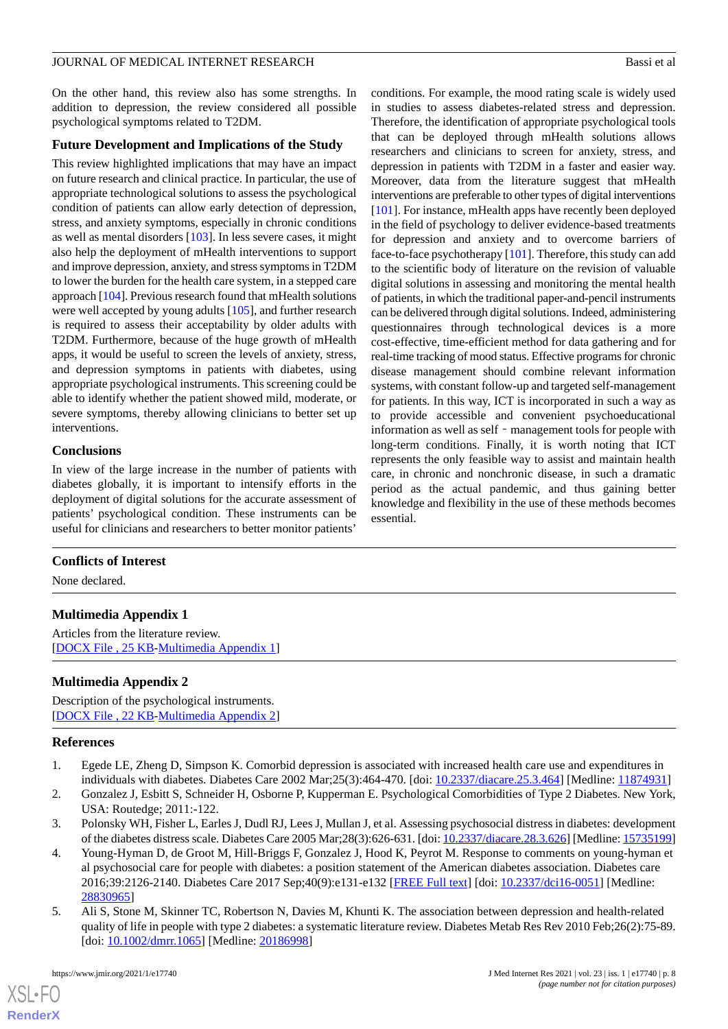On the other hand, this review also has some strengths. In addition to depression, the review considered all possible psychological symptoms related to T2DM.

## Future Development and Implications of the Study

This review highlighted implications that may have an impact on future research and clinical practice. In particular, the use of appropriate technological solutions to assess the psychological condition of patients can allow early detection of depression, stress, and anxiety symptoms, especially in chronic conditions as well as mental disorders [103]. In less severe cases, it might also help the deployment of mHealth interventions to support and improve depression, anxiety, and stress symptoms in T2DM to lower the burden for the health care system, in a stepped care approach [104]. Previous research found that mHealth solutions were well accepted by young adults [105], and further research is required to assess their acceptability by older adults with T2DM. Furthermore, because of the huge growth of mHealth apps, it would be useful to screen the levels of anxiety, stress, and depression symptoms in patients with diabetes, using appropriate psychological instruments. This screening could be able to identify whether the patient showed mild, moderate, or severe symptoms, thereby allowing clinicians to better set up interventions.

## Conclusions

In view of the large increase in the number of patients with diabetes globally, it is important to intensify efforts in the deployment of digital solutions for the accurate assessment of patients' psychological condition. These instruments can be useful for clinicians and researchers to better monitor patients' conditions. For example, the mood rating scale is widely used in studies to assess diabetes-related stress and depression. Therefore, the identification of appropriate psychological tools that can be deployed through mHealth solutions allows researchers and clinicians to screen for anxiety, stress, and depression in patients with T2DM in a faster and easier way. Moreover, data from the literature suggest that mHealth interventions are preferable to other types of digital interventions [101]. For instance, mHealth apps have recently been deployed in the field of psychology to deliver evidence-based treatments for depression and anxiety and to overcome barriers of face-to-face psychotherapy [101]. Therefore, this study can add to the scientific body of literature on the revision of valuable digital solutions in assessing and monitoring the mental health of patients, in which the traditional paper-and-pencil instruments can be delivered through digital solutions. Indeed, administering questionnaires through technological devices is a more cost-effective, time-efficient method for data gathering and for real-time tracking of mood status. Effective programs for chronic disease management should combine relevant information systems, with constant follow-up and targeted self-management for patients. In this way, ICT is incorporated in such a way as to provide accessible and convenient psychoeducational information as well as self‐management tools for people with long-term conditions. Finally, it is worth noting that ICT represents the only feasible way to assist and maintain health care, in chronic and nonchronic disease, in such a dramatic period as the actual pandemic, and thus gaining better knowledge and flexibility in the use of these methods becomes essential.

## Conflicts of Interest

None declared.

## Multimedia Appendix 1

Articles from the literature review.
[DOCX File , 25 KB-Multimedia Appendix 1]

## Multimedia Appendix 2

Description of the psychological instruments.
[DOCX File , 22 KB-Multimedia Appendix 2]

## References

1. Egede LE, Zheng D, Simpson K. Comorbid depression is associated with increased health care use and expenditures in individuals with diabetes. Diabetes Care 2002 Mar;25(3):464-470. [doi: 10.2337/diacare.25.3.464] [Medline: 11874931]
2. Gonzalez J, Esbitt S, Schneider H, Osborne P, Kupperman E. Psychological Comorbidities of Type 2 Diabetes. New York, USA: Routedge; 2011:-122.
3. Polonsky WH, Fisher L, Earles J, Dudl RJ, Lees J, Mullan J, et al. Assessing psychosocial distress in diabetes: development of the diabetes distress scale. Diabetes Care 2005 Mar;28(3):626-631. [doi: 10.2337/diacare.28.3.626] [Medline: 15735199]
4. Young-Hyman D, de Groot M, Hill-Briggs F, Gonzalez J, Hood K, Peyrot M. Response to comments on young-hyman et al psychosocial care for people with diabetes: a position statement of the American diabetes association. Diabetes care 2016;39:2126-2140. Diabetes Care 2017 Sep;40(9):e131-e132 [FREE Full text] [doi: 10.2337/dci16-0051] [Medline: 28830965]
5. Ali S, Stone M, Skinner TC, Robertson N, Davies M, Khunti K. The association between depression and health-related quality of life in people with type 2 diabetes: a systematic literature review. Diabetes Metab Res Rev 2010 Feb;26(2):75-89. [doi: 10.1002/dmrr.1065] [Medline: 20186998]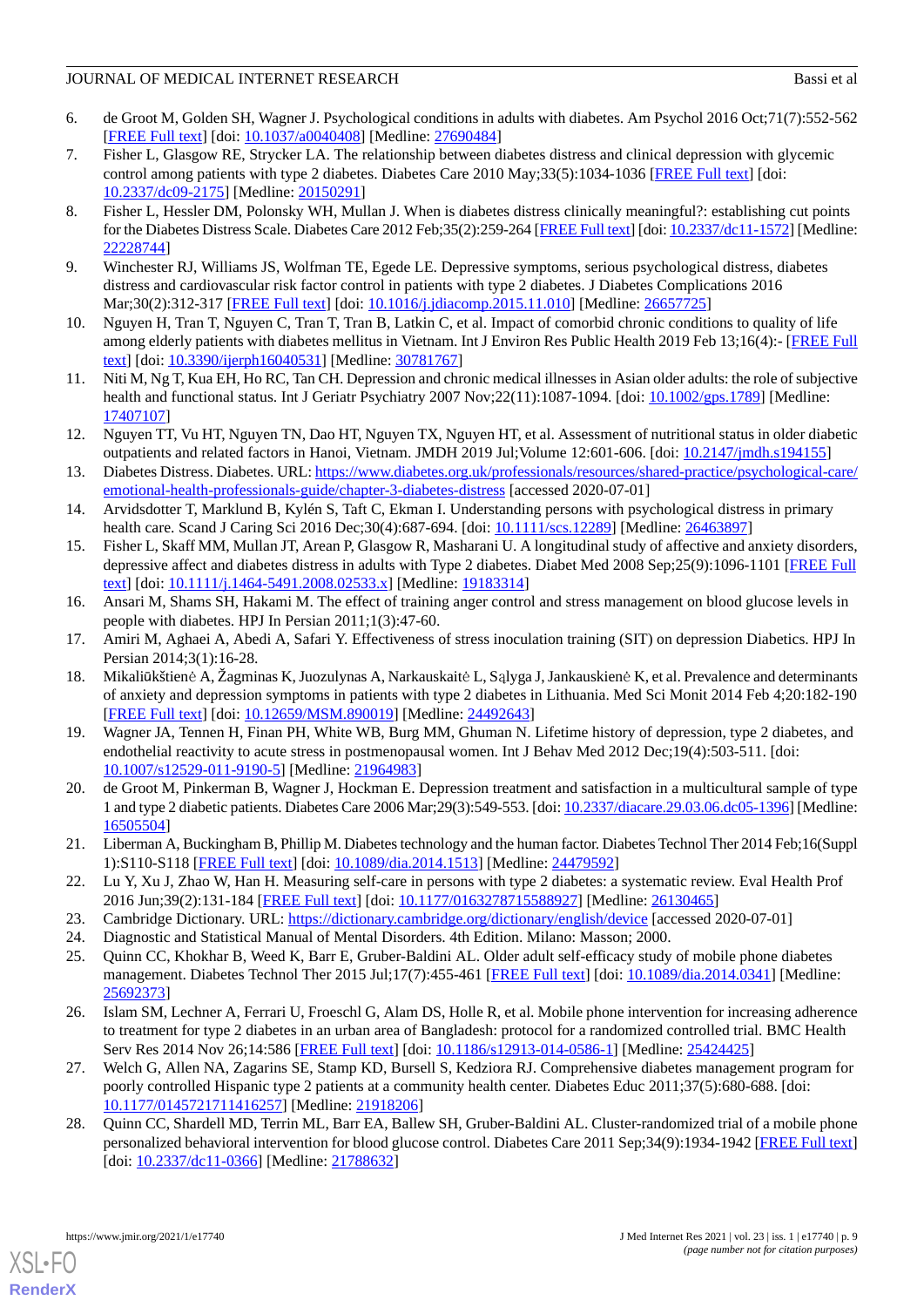6. de Groot M, Golden SH, Wagner J. Psychological conditions in adults with diabetes. Am Psychol 2016 Oct;71(7):552-562 [FREE Full text] [doi: 10.1037/a0040408] [Medline: 27690484]
7. Fisher L, Glasgow RE, Strycker LA. The relationship between diabetes distress and clinical depression with glycemic control among patients with type 2 diabetes. Diabetes Care 2010 May;33(5):1034-1036 [FREE Full text] [doi: 10.2337/dc09-2175] [Medline: 20150291]
8. Fisher L, Hessler DM, Polonsky WH, Mullan J. When is diabetes distress clinically meaningful?: establishing cut points for the Diabetes Distress Scale. Diabetes Care 2012 Feb;35(2):259-264 [FREE Full text] [doi: 10.2337/dc11-1572] [Medline: 22228744]
9. Winchester RJ, Williams JS, Wolfman TE, Egede LE. Depressive symptoms, serious psychological distress, diabetes distress and cardiovascular risk factor control in patients with type 2 diabetes. J Diabetes Complications 2016 Mar;30(2):312-317 [FREE Full text] [doi: 10.1016/j.jdiacomp.2015.11.010] [Medline: 26657725]
10. Nguyen H, Tran T, Nguyen C, Tran T, Tran B, Latkin C, et al. Impact of comorbid chronic conditions to quality of life among elderly patients with diabetes mellitus in Vietnam. Int J Environ Res Public Health 2019 Feb 13;16(4):- [FREE Full text] [doi: 10.3390/ijerph16040531] [Medline: 30781767]
11. Niti M, Ng T, Kua EH, Ho RC, Tan CH. Depression and chronic medical illnesses in Asian older adults: the role of subjective health and functional status. Int J Geriatr Psychiatry 2007 Nov;22(11):1087-1094. [doi: 10.1002/gps.1789] [Medline: 17407107]
12. Nguyen TT, Vu HT, Nguyen TN, Dao HT, Nguyen TX, Nguyen HT, et al. Assessment of nutritional status in older diabetic outpatients and related factors in Hanoi, Vietnam. JMDH 2019 Jul;Volume 12:601-606. [doi: 10.2147/jmdh.s194155]
13. Diabetes Distress. Diabetes. URL: https://www.diabetes.org.uk/professionals/resources/shared-practice/psychological-care/emotional-health-professionals-guide/chapter-3-diabetes-distress [accessed 2020-07-01]
14. Arvidsdotter T, Marklund B, Kylén S, Taft C, Ekman I. Understanding persons with psychological distress in primary health care. Scand J Caring Sci 2016 Dec;30(4):687-694. [doi: 10.1111/scs.12289] [Medline: 26463897]
15. Fisher L, Skaff MM, Mullan JT, Arean P, Glasgow R, Masharani U. A longitudinal study of affective and anxiety disorders, depressive affect and diabetes distress in adults with Type 2 diabetes. Diabet Med 2008 Sep;25(9):1096-1101 [FREE Full text] [doi: 10.1111/j.1464-5491.2008.02533.x] [Medline: 19183314]
16. Ansari M, Shams SH, Hakami M. The effect of training anger control and stress management on blood glucose levels in people with diabetes. HPJ In Persian 2011;1(3):47-60.
17. Amiri M, Aghaei A, Abedi A, Safari Y. Effectiveness of stress inoculation training (SIT) on depression Diabetics. HPJ In Persian 2014;3(1):16-28.
18. Mikaliūkštienė A, Žagminas K, Juozulynas A, Narkauskaitė L, Sąlyga J, Jankauskienė K, et al. Prevalence and determinants of anxiety and depression symptoms in patients with type 2 diabetes in Lithuania. Med Sci Monit 2014 Feb 4;20:182-190 [FREE Full text] [doi: 10.12659/MSM.890019] [Medline: 24492643]
19. Wagner JA, Tennen H, Finan PH, White WB, Burg MM, Ghuman N. Lifetime history of depression, type 2 diabetes, and endothelial reactivity to acute stress in postmenopausal women. Int J Behav Med 2012 Dec;19(4):503-511. [doi: 10.1007/s12529-011-9190-5] [Medline: 21964983]
20. de Groot M, Pinkerman B, Wagner J, Hockman E. Depression treatment and satisfaction in a multicultural sample of type 1 and type 2 diabetic patients. Diabetes Care 2006 Mar;29(3):549-553. [doi: 10.2337/diacare.29.03.06.dc05-1396] [Medline: 16505504]
21. Liberman A, Buckingham B, Phillip M. Diabetes technology and the human factor. Diabetes Technol Ther 2014 Feb;16(Suppl 1):S110-S118 [FREE Full text] [doi: 10.1089/dia.2014.1513] [Medline: 24479592]
22. Lu Y, Xu J, Zhao W, Han H. Measuring self-care in persons with type 2 diabetes: a systematic review. Eval Health Prof 2016 Jun;39(2):131-184 [FREE Full text] [doi: 10.1177/0163278715588927] [Medline: 26130465]
23. Cambridge Dictionary. URL: https://dictionary.cambridge.org/dictionary/english/device [accessed 2020-07-01]
24. Diagnostic and Statistical Manual of Mental Disorders. 4th Edition. Milano: Masson; 2000.
25. Quinn CC, Khokhar B, Weed K, Barr E, Gruber-Baldini AL. Older adult self-efficacy study of mobile phone diabetes management. Diabetes Technol Ther 2015 Jul;17(7):455-461 [FREE Full text] [doi: 10.1089/dia.2014.0341] [Medline: 25692373]
26. Islam SM, Lechner A, Ferrari U, Froeschl G, Alam DS, Holle R, et al. Mobile phone intervention for increasing adherence to treatment for type 2 diabetes in an urban area of Bangladesh: protocol for a randomized controlled trial. BMC Health Serv Res 2014 Nov 26;14:586 [FREE Full text] [doi: 10.1186/s12913-014-0586-1] [Medline: 25424425]
27. Welch G, Allen NA, Zagarins SE, Stamp KD, Bursell S, Kedziora RJ. Comprehensive diabetes management program for poorly controlled Hispanic type 2 patients at a community health center. Diabetes Educ 2011;37(5):680-688. [doi: 10.1177/0145721711416257] [Medline: 21918206]
28. Quinn CC, Shardell MD, Terrin ML, Barr EA, Ballew SH, Gruber-Baldini AL. Cluster-randomized trial of a mobile phone personalized behavioral intervention for blood glucose control. Diabetes Care 2011 Sep;34(9):1934-1942 [FREE Full text] [doi: 10.2337/dc11-0366] [Medline: 21788632]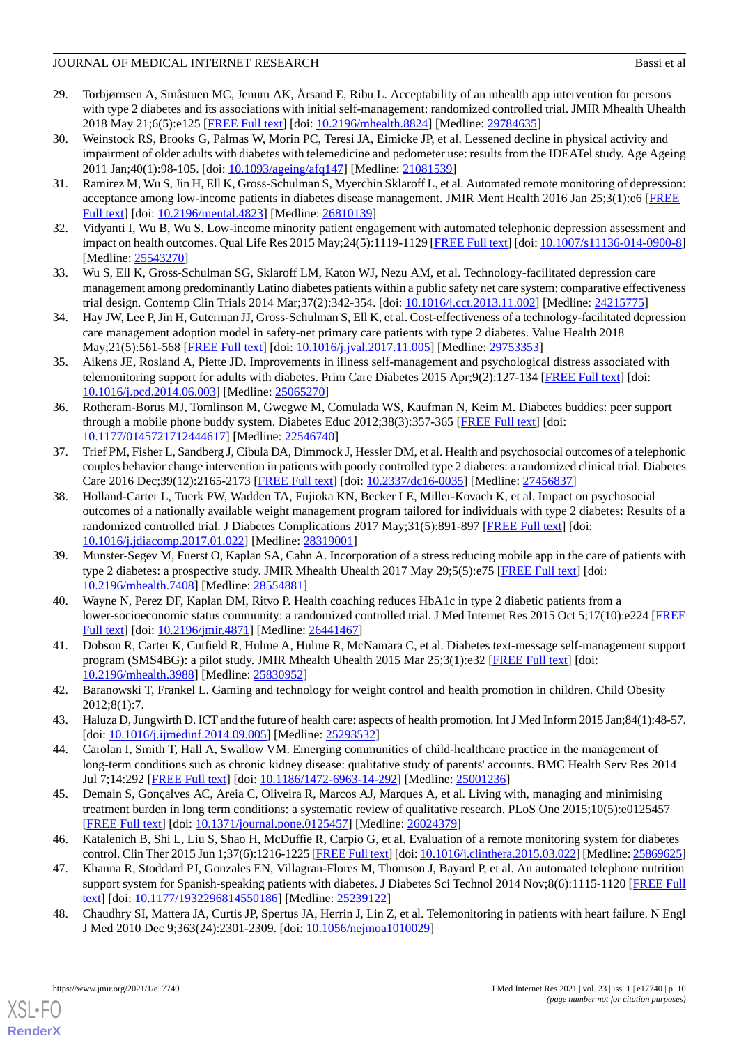29. Torbjørnsen A, Småstuen MC, Jenum AK, Årsand E, Ribu L. Acceptability of an mhealth app intervention for persons with type 2 diabetes and its associations with initial self-management: randomized controlled trial. JMIR Mhealth Uhealth 2018 May 21;6(5):e125 [FREE Full text] [doi: 10.2196/mhealth.8824] [Medline: 29784635]
30. Weinstock RS, Brooks G, Palmas W, Morin PC, Teresi JA, Eimicke JP, et al. Lessened decline in physical activity and impairment of older adults with diabetes with telemedicine and pedometer use: results from the IDEATel study. Age Ageing 2011 Jan;40(1):98-105. [doi: 10.1093/ageing/afq147] [Medline: 21081539]
31. Ramirez M, Wu S, Jin H, Ell K, Gross-Schulman S, Myerchin Sklaroff L, et al. Automated remote monitoring of depression: acceptance among low-income patients in diabetes disease management. JMIR Ment Health 2016 Jan 25;3(1):e6 [FREE Full text] [doi: 10.2196/mental.4823] [Medline: 26810139]
32. Vidyanti I, Wu B, Wu S. Low-income minority patient engagement with automated telephonic depression assessment and impact on health outcomes. Qual Life Res 2015 May;24(5):1119-1129 [FREE Full text] [doi: 10.1007/s11136-014-0900-8] [Medline: 25543270]
33. Wu S, Ell K, Gross-Schulman SG, Sklaroff LM, Katon WJ, Nezu AM, et al. Technology-facilitated depression care management among predominantly Latino diabetes patients within a public safety net care system: comparative effectiveness trial design. Contemp Clin Trials 2014 Mar;37(2):342-354. [doi: 10.1016/j.cct.2013.11.002] [Medline: 24215775]
34. Hay JW, Lee P, Jin H, Guterman JJ, Gross-Schulman S, Ell K, et al. Cost-effectiveness of a technology-facilitated depression care management adoption model in safety-net primary care patients with type 2 diabetes. Value Health 2018 May;21(5):561-568 [FREE Full text] [doi: 10.1016/j.jval.2017.11.005] [Medline: 29753353]
35. Aikens JE, Rosland A, Piette JD. Improvements in illness self-management and psychological distress associated with telemonitoring support for adults with diabetes. Prim Care Diabetes 2015 Apr;9(2):127-134 [FREE Full text] [doi: 10.1016/j.pcd.2014.06.003] [Medline: 25065270]
36. Rotheram-Borus MJ, Tomlinson M, Gwegwe M, Comulada WS, Kaufman N, Keim M. Diabetes buddies: peer support through a mobile phone buddy system. Diabetes Educ 2012;38(3):357-365 [FREE Full text] [doi: 10.1177/0145721712444617] [Medline: 22546740]
37. Trief PM, Fisher L, Sandberg J, Cibula DA, Dimmock J, Hessler DM, et al. Health and psychosocial outcomes of a telephonic couples behavior change intervention in patients with poorly controlled type 2 diabetes: a randomized clinical trial. Diabetes Care 2016 Dec;39(12):2165-2173 [FREE Full text] [doi: 10.2337/dc16-0035] [Medline: 27456837]
38. Holland-Carter L, Tuerk PW, Wadden TA, Fujioka KN, Becker LE, Miller-Kovach K, et al. Impact on psychosocial outcomes of a nationally available weight management program tailored for individuals with type 2 diabetes: Results of a randomized controlled trial. J Diabetes Complications 2017 May;31(5):891-897 [FREE Full text] [doi: 10.1016/j.jdiacomp.2017.01.022] [Medline: 28319001]
39. Munster-Segev M, Fuerst O, Kaplan SA, Cahn A. Incorporation of a stress reducing mobile app in the care of patients with type 2 diabetes: a prospective study. JMIR Mhealth Uhealth 2017 May 29;5(5):e75 [FREE Full text] [doi: 10.2196/mhealth.7408] [Medline: 28554881]
40. Wayne N, Perez DF, Kaplan DM, Ritvo P. Health coaching reduces HbA1c in type 2 diabetic patients from a lower-socioeconomic status community: a randomized controlled trial. J Med Internet Res 2015 Oct 5;17(10):e224 [FREE Full text] [doi: 10.2196/jmir.4871] [Medline: 26441467]
41. Dobson R, Carter K, Cutfield R, Hulme A, Hulme R, McNamara C, et al. Diabetes text-message self-management support program (SMS4BG): a pilot study. JMIR Mhealth Uhealth 2015 Mar 25;3(1):e32 [FREE Full text] [doi: 10.2196/mhealth.3988] [Medline: 25830952]
42. Baranowski T, Frankel L. Gaming and technology for weight control and health promotion in children. Child Obesity 2012;8(1):7.
43. Haluza D, Jungwirth D. ICT and the future of health care: aspects of health promotion. Int J Med Inform 2015 Jan;84(1):48-57. [doi: 10.1016/j.ijmedinf.2014.09.005] [Medline: 25293532]
44. Carolan I, Smith T, Hall A, Swallow VM. Emerging communities of child-healthcare practice in the management of long-term conditions such as chronic kidney disease: qualitative study of parents' accounts. BMC Health Serv Res 2014 Jul 7;14:292 [FREE Full text] [doi: 10.1186/1472-6963-14-292] [Medline: 25001236]
45. Demain S, Gonçalves AC, Areia C, Oliveira R, Marcos AJ, Marques A, et al. Living with, managing and minimising treatment burden in long term conditions: a systematic review of qualitative research. PLoS One 2015;10(5):e0125457 [FREE Full text] [doi: 10.1371/journal.pone.0125457] [Medline: 26024379]
46. Katalenich B, Shi L, Liu S, Shao H, McDuffie R, Carpio G, et al. Evaluation of a remote monitoring system for diabetes control. Clin Ther 2015 Jun 1;37(6):1216-1225 [FREE Full text] [doi: 10.1016/j.clinthera.2015.03.022] [Medline: 25869625]
47. Khanna R, Stoddard PJ, Gonzales EN, Villagran-Flores M, Thomson J, Bayard P, et al. An automated telephone nutrition support system for Spanish-speaking patients with diabetes. J Diabetes Sci Technol 2014 Nov;8(6):1115-1120 [FREE Full text] [doi: 10.1177/1932296814550186] [Medline: 25239122]
48. Chaudhry SI, Mattera JA, Curtis JP, Spertus JA, Herrin J, Lin Z, et al. Telemonitoring in patients with heart failure. N Engl J Med 2010 Dec 9;363(24):2301-2309. [doi: 10.1056/nejmoa1010029]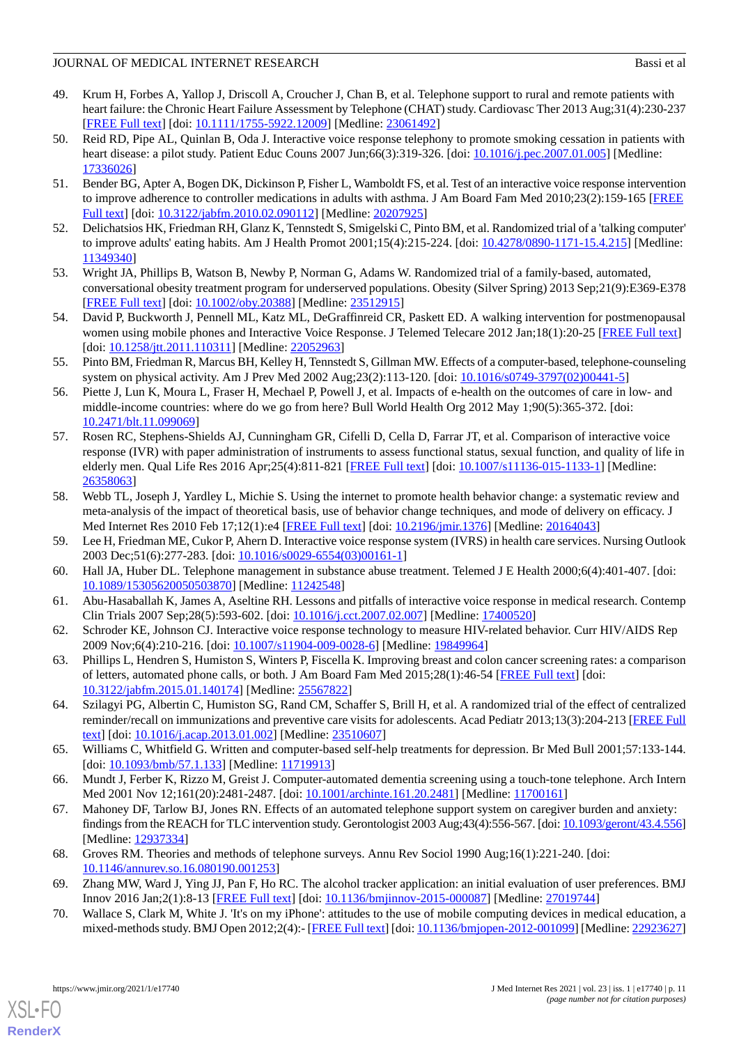49. Krum H, Forbes A, Yallop J, Driscoll A, Croucher J, Chan B, et al. Telephone support to rural and remote patients with heart failure: the Chronic Heart Failure Assessment by Telephone (CHAT) study. Cardiovasc Ther 2013 Aug;31(4):230-237 [FREE Full text] [doi: 10.1111/1755-5922.12009] [Medline: 23061492]
50. Reid RD, Pipe AL, Quinlan B, Oda J. Interactive voice response telephony to promote smoking cessation in patients with heart disease: a pilot study. Patient Educ Couns 2007 Jun;66(3):319-326. [doi: 10.1016/j.pec.2007.01.005] [Medline: 17336026]
51. Bender BG, Apter A, Bogen DK, Dickinson P, Fisher L, Wamboldt FS, et al. Test of an interactive voice response intervention to improve adherence to controller medications in adults with asthma. J Am Board Fam Med 2010;23(2):159-165 [FREE Full text] [doi: 10.3122/jabfm.2010.02.090112] [Medline: 20207925]
52. Delichatsios HK, Friedman RH, Glanz K, Tennstedt S, Smigelski C, Pinto BM, et al. Randomized trial of a 'talking computer' to improve adults' eating habits. Am J Health Promot 2001;15(4):215-224. [doi: 10.4278/0890-1171-15.4.215] [Medline: 11349340]
53. Wright JA, Phillips B, Watson B, Newby P, Norman G, Adams W. Randomized trial of a family-based, automated, conversational obesity treatment program for underserved populations. Obesity (Silver Spring) 2013 Sep;21(9):E369-E378 [FREE Full text] [doi: 10.1002/oby.20388] [Medline: 23512915]
54. David P, Buckworth J, Pennell ML, Katz ML, DeGraffinreid CR, Paskett ED. A walking intervention for postmenopausal women using mobile phones and Interactive Voice Response. J Telemed Telecare 2012 Jan;18(1):20-25 [FREE Full text] [doi: 10.1258/jtt.2011.110311] [Medline: 22052963]
55. Pinto BM, Friedman R, Marcus BH, Kelley H, Tennstedt S, Gillman MW. Effects of a computer-based, telephone-counseling system on physical activity. Am J Prev Med 2002 Aug;23(2):113-120. [doi: 10.1016/s0749-3797(02)00441-5]
56. Piette J, Lun K, Moura L, Fraser H, Mechael P, Powell J, et al. Impacts of e-health on the outcomes of care in low- and middle-income countries: where do we go from here? Bull World Health Org 2012 May 1;90(5):365-372. [doi: 10.2471/blt.11.099069]
57. Rosen RC, Stephens-Shields AJ, Cunningham GR, Cifelli D, Cella D, Farrar JT, et al. Comparison of interactive voice response (IVR) with paper administration of instruments to assess functional status, sexual function, and quality of life in elderly men. Qual Life Res 2016 Apr;25(4):811-821 [FREE Full text] [doi: 10.1007/s11136-015-1133-1] [Medline: 26358063]
58. Webb TL, Joseph J, Yardley L, Michie S. Using the internet to promote health behavior change: a systematic review and meta-analysis of the impact of theoretical basis, use of behavior change techniques, and mode of delivery on efficacy. J Med Internet Res 2010 Feb 17;12(1):e4 [FREE Full text] [doi: 10.2196/jmir.1376] [Medline: 20164043]
59. Lee H, Friedman ME, Cukor P, Ahern D. Interactive voice response system (IVRS) in health care services. Nursing Outlook 2003 Dec;51(6):277-283. [doi: 10.1016/s0029-6554(03)00161-1]
60. Hall JA, Huber DL. Telephone management in substance abuse treatment. Telemed J E Health 2000;6(4):401-407. [doi: 10.1089/15305620050503870] [Medline: 11242548]
61. Abu-Hasaballah K, James A, Aseltine RH. Lessons and pitfalls of interactive voice response in medical research. Contemp Clin Trials 2007 Sep;28(5):593-602. [doi: 10.1016/j.cct.2007.02.007] [Medline: 17400520]
62. Schroder KE, Johnson CJ. Interactive voice response technology to measure HIV-related behavior. Curr HIV/AIDS Rep 2009 Nov;6(4):210-216. [doi: 10.1007/s11904-009-0028-6] [Medline: 19849964]
63. Phillips L, Hendren S, Humiston S, Winters P, Fiscella K. Improving breast and colon cancer screening rates: a comparison of letters, automated phone calls, or both. J Am Board Fam Med 2015;28(1):46-54 [FREE Full text] [doi: 10.3122/jabfm.2015.01.140174] [Medline: 25567822]
64. Szilagyi PG, Albertin C, Humiston SG, Rand CM, Schaffer S, Brill H, et al. A randomized trial of the effect of centralized reminder/recall on immunizations and preventive care visits for adolescents. Acad Pediatr 2013;13(3):204-213 [FREE Full text] [doi: 10.1016/j.acap.2013.01.002] [Medline: 23510607]
65. Williams C, Whitfield G. Written and computer-based self-help treatments for depression. Br Med Bull 2001;57:133-144. [doi: 10.1093/bmb/57.1.133] [Medline: 11719913]
66. Mundt J, Ferber K, Rizzo M, Greist J. Computer-automated dementia screening using a touch-tone telephone. Arch Intern Med 2001 Nov 12;161(20):2481-2487. [doi: 10.1001/archinte.161.20.2481] [Medline: 11700161]
67. Mahoney DF, Tarlow BJ, Jones RN. Effects of an automated telephone support system on caregiver burden and anxiety: findings from the REACH for TLC intervention study. Gerontologist 2003 Aug;43(4):556-567. [doi: 10.1093/geront/43.4.556] [Medline: 12937334]
68. Groves RM. Theories and methods of telephone surveys. Annu Rev Sociol 1990 Aug;16(1):221-240. [doi: 10.1146/annurev.so.16.080190.001253]
69. Zhang MW, Ward J, Ying JJ, Pan F, Ho RC. The alcohol tracker application: an initial evaluation of user preferences. BMJ Innov 2016 Jan;2(1):8-13 [FREE Full text] [doi: 10.1136/bmjinnov-2015-000087] [Medline: 27019744]
70. Wallace S, Clark M, White J. 'It's on my iPhone': attitudes to the use of mobile computing devices in medical education, a mixed-methods study. BMJ Open 2012;2(4):- [FREE Full text] [doi: 10.1136/bmjopen-2012-001099] [Medline: 22923627]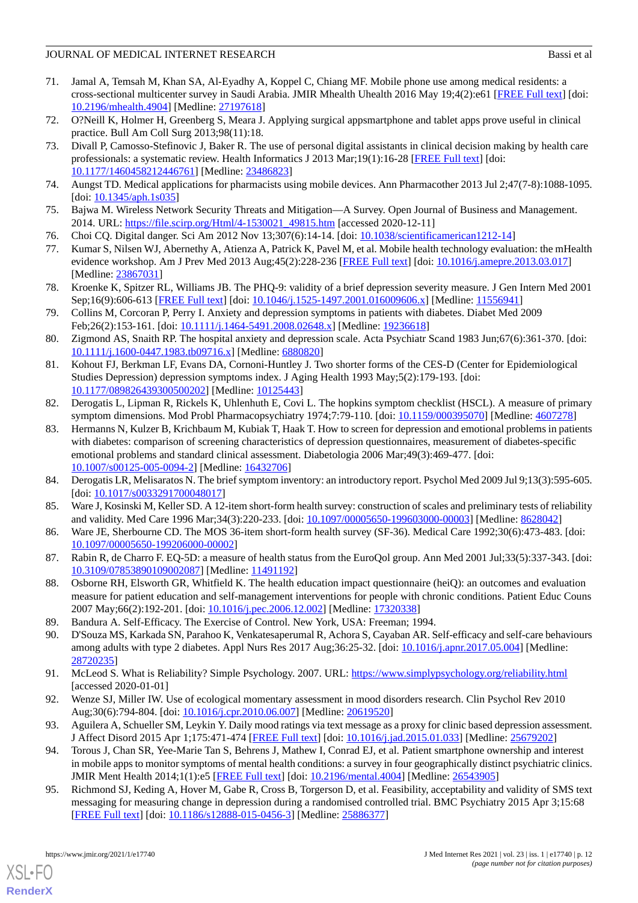71. Jamal A, Temsah M, Khan SA, Al-Eyadhy A, Koppel C, Chiang MF. Mobile phone use among medical residents: a cross-sectional multicenter survey in Saudi Arabia. JMIR Mhealth Uhealth 2016 May 19;4(2):e61 [FREE Full text] [doi: 10.2196/mhealth.4904] [Medline: 27197618]
72. O?Neill K, Holmer H, Greenberg S, Meara J. Applying surgical appsmartphone and tablet apps prove useful in clinical practice. Bull Am Coll Surg 2013;98(11):18.
73. Divall P, Camosso-Stefinovic J, Baker R. The use of personal digital assistants in clinical decision making by health care professionals: a systematic review. Health Informatics J 2013 Mar;19(1):16-28 [FREE Full text] [doi: 10.1177/1460458212446761] [Medline: 23486823]
74. Aungst TD. Medical applications for pharmacists using mobile devices. Ann Pharmacother 2013 Jul 2;47(7-8):1088-1095. [doi: 10.1345/aph.1s035]
75. Bajwa M. Wireless Network Security Threats and Mitigation—A Survey. Open Journal of Business and Management. 2014. URL: https://file.scirp.org/Html/4-1530021_49815.htm [accessed 2020-12-11]
76. Choi CQ. Digital danger. Sci Am 2012 Nov 13;307(6):14-14. [doi: 10.1038/scientificamerican1212-14]
77. Kumar S, Nilsen WJ, Abernethy A, Atienza A, Patrick K, Pavel M, et al. Mobile health technology evaluation: the mHealth evidence workshop. Am J Prev Med 2013 Aug;45(2):228-236 [FREE Full text] [doi: 10.1016/j.amepre.2013.03.017] [Medline: 23867031]
78. Kroenke K, Spitzer RL, Williams JB. The PHQ-9: validity of a brief depression severity measure. J Gen Intern Med 2001 Sep;16(9):606-613 [FREE Full text] [doi: 10.1046/j.1525-1497.2001.016009606.x] [Medline: 11556941]
79. Collins M, Corcoran P, Perry I. Anxiety and depression symptoms in patients with diabetes. Diabet Med 2009 Feb;26(2):153-161. [doi: 10.1111/j.1464-5491.2008.02648.x] [Medline: 19236618]
80. Zigmond AS, Snaith RP. The hospital anxiety and depression scale. Acta Psychiatr Scand 1983 Jun;67(6):361-370. [doi: 10.1111/j.1600-0447.1983.tb09716.x] [Medline: 6880820]
81. Kohout FJ, Berkman LF, Evans DA, Cornoni-Huntley J. Two shorter forms of the CES-D (Center for Epidemiological Studies Depression) depression symptoms index. J Aging Health 1993 May;5(2):179-193. [doi: 10.1177/089826439300500202] [Medline: 10125443]
82. Derogatis L, Lipman R, Rickels K, Uhlenhuth E, Covi L. The hopkins symptom checklist (HSCL). A measure of primary symptom dimensions. Mod Probl Pharmacopsychiatry 1974;7:79-110. [doi: 10.1159/000395070] [Medline: 4607278]
83. Hermanns N, Kulzer B, Krichbaum M, Kubiak T, Haak T. How to screen for depression and emotional problems in patients with diabetes: comparison of screening characteristics of depression questionnaires, measurement of diabetes-specific emotional problems and standard clinical assessment. Diabetologia 2006 Mar;49(3):469-477. [doi: 10.1007/s00125-005-0094-2] [Medline: 16432706]
84. Derogatis LR, Melisaratos N. The brief symptom inventory: an introductory report. Psychol Med 2009 Jul 9;13(3):595-605. [doi: 10.1017/s0033291700048017]
85. Ware J, Kosinski M, Keller SD. A 12-item short-form health survey: construction of scales and preliminary tests of reliability and validity. Med Care 1996 Mar;34(3):220-233. [doi: 10.1097/00005650-199603000-00003] [Medline: 8628042]
86. Ware JE, Sherbourne CD. The MOS 36-item short-form health survey (SF-36). Medical Care 1992;30(6):473-483. [doi: 10.1097/00005650-199206000-00002]
87. Rabin R, de Charro F. EQ-5D: a measure of health status from the EuroQol group. Ann Med 2001 Jul;33(5):337-343. [doi: 10.3109/07853890109002087] [Medline: 11491192]
88. Osborne RH, Elsworth GR, Whitfield K. The health education impact questionnaire (heiQ): an outcomes and evaluation measure for patient education and self-management interventions for people with chronic conditions. Patient Educ Couns 2007 May;66(2):192-201. [doi: 10.1016/j.pec.2006.12.002] [Medline: 17320338]
89. Bandura A. Self-Efficacy. The Exercise of Control. New York, USA: Freeman; 1994.
90. D'Souza MS, Karkada SN, Parahoo K, Venkatesaperumal R, Achora S, Cayaban AR. Self-efficacy and self-care behaviours among adults with type 2 diabetes. Appl Nurs Res 2017 Aug;36:25-32. [doi: 10.1016/j.apnr.2017.05.004] [Medline: 28720235]
91. McLeod S. What is Reliability? Simple Psychology. 2007. URL: https://www.simplypsychology.org/reliability.html [accessed 2020-01-01]
92. Wenze SJ, Miller IW. Use of ecological momentary assessment in mood disorders research. Clin Psychol Rev 2010 Aug;30(6):794-804. [doi: 10.1016/j.cpr.2010.06.007] [Medline: 20619520]
93. Aguilera A, Schueller SM, Leykin Y. Daily mood ratings via text message as a proxy for clinic based depression assessment. J Affect Disord 2015 Apr 1;175:471-474 [FREE Full text] [doi: 10.1016/j.jad.2015.01.033] [Medline: 25679202]
94. Torous J, Chan SR, Yee-Marie Tan S, Behrens J, Mathew I, Conrad EJ, et al. Patient smartphone ownership and interest in mobile apps to monitor symptoms of mental health conditions: a survey in four geographically distinct psychiatric clinics. JMIR Ment Health 2014;1(1):e5 [FREE Full text] [doi: 10.2196/mental.4004] [Medline: 26543905]
95. Richmond SJ, Keding A, Hover M, Gabe R, Cross B, Torgerson D, et al. Feasibility, acceptability and validity of SMS text messaging for measuring change in depression during a randomised controlled trial. BMC Psychiatry 2015 Apr 3;15:68 [FREE Full text] [doi: 10.1186/s12888-015-0456-3] [Medline: 25886377]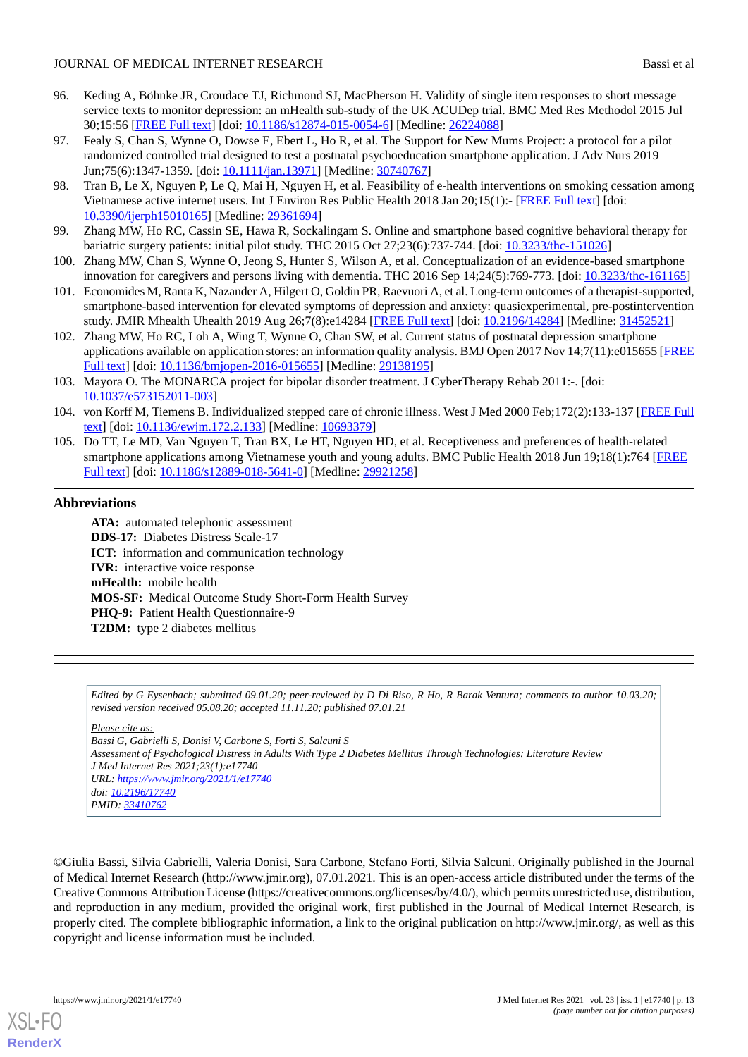96. Keding A, Böhnke JR, Croudace TJ, Richmond SJ, MacPherson H. Validity of single item responses to short message service texts to monitor depression: an mHealth sub-study of the UK ACUDep trial. BMC Med Res Methodol 2015 Jul 30;15:56 [FREE Full text] [doi: 10.1186/s12874-015-0054-6] [Medline: 26224088]
97. Fealy S, Chan S, Wynne O, Dowse E, Ebert L, Ho R, et al. The Support for New Mums Project: a protocol for a pilot randomized controlled trial designed to test a postnatal psychoeducation smartphone application. J Adv Nurs 2019 Jun;75(6):1347-1359. [doi: 10.1111/jan.13971] [Medline: 30740767]
98. Tran B, Le X, Nguyen P, Le Q, Mai H, Nguyen H, et al. Feasibility of e-health interventions on smoking cessation among Vietnamese active internet users. Int J Environ Res Public Health 2018 Jan 20;15(1):- [FREE Full text] [doi: 10.3390/ijerph15010165] [Medline: 29361694]
99. Zhang MW, Ho RC, Cassin SE, Hawa R, Sockalingam S. Online and smartphone based cognitive behavioral therapy for bariatric surgery patients: initial pilot study. THC 2015 Oct 27;23(6):737-744. [doi: 10.3233/thc-151026]
100. Zhang MW, Chan S, Wynne O, Jeong S, Hunter S, Wilson A, et al. Conceptualization of an evidence-based smartphone innovation for caregivers and persons living with dementia. THC 2016 Sep 14;24(5):769-773. [doi: 10.3233/thc-161165]
101. Economides M, Ranta K, Nazander A, Hilgert O, Goldin PR, Raevuori A, et al. Long-term outcomes of a therapist-supported, smartphone-based intervention for elevated symptoms of depression and anxiety: quasiexperimental, pre-postintervention study. JMIR Mhealth Uhealth 2019 Aug 26;7(8):e14284 [FREE Full text] [doi: 10.2196/14284] [Medline: 31452521]
102. Zhang MW, Ho RC, Loh A, Wing T, Wynne O, Chan SW, et al. Current status of postnatal depression smartphone applications available on application stores: an information quality analysis. BMJ Open 2017 Nov 14;7(11):e015655 [FREE Full text] [doi: 10.1136/bmjopen-2016-015655] [Medline: 29138195]
103. Mayora O. The MONARCA project for bipolar disorder treatment. J CyberTherapy Rehab 2011:-. [doi: 10.1037/e573152011-003]
104. von Korff M, Tiemens B. Individualized stepped care of chronic illness. West J Med 2000 Feb;172(2):133-137 [FREE Full text] [doi: 10.1136/ewjm.172.2.133] [Medline: 10693379]
105. Do TT, Le MD, Van Nguyen T, Tran BX, Le HT, Nguyen HD, et al. Receptiveness and preferences of health-related smartphone applications among Vietnamese youth and young adults. BMC Public Health 2018 Jun 19;18(1):764 [FREE Full text] [doi: 10.1186/s12889-018-5641-0] [Medline: 29921258]

## Abbreviations

**ATA:** automated telephonic assessment
**DDS-17:** Diabetes Distress Scale-17
**ICT:** information and communication technology
**IVR:** interactive voice response
**mHealth:** mobile health
**MOS-SF:** Medical Outcome Study Short-Form Health Survey
**PHQ-9:** Patient Health Questionnaire-9
**T2DM:** type 2 diabetes mellitus

*Edited by G Eysenbach; submitted 09.01.20; peer-reviewed by D Di Riso, R Ho, R Barak Ventura; comments to author 10.03.20; revised version received 05.08.20; accepted 11.11.20; published 07.01.21*

*Please cite as:*
*Bassi G, Gabrielli S, Donisi V, Carbone S, Forti S, Salcuni S*
*Assessment of Psychological Distress in Adults With Type 2 Diabetes Mellitus Through Technologies: Literature Review*
*J Med Internet Res 2021;23(1):e17740*
*URL: https://www.jmir.org/2021/1/e17740*
*doi: 10.2196/17740*
*PMID: 33410762*

©Giulia Bassi, Silvia Gabrielli, Valeria Donisi, Sara Carbone, Stefano Forti, Silvia Salcuni. Originally published in the Journal of Medical Internet Research (http://www.jmir.org), 07.01.2021. This is an open-access article distributed under the terms of the Creative Commons Attribution License (https://creativecommons.org/licenses/by/4.0/), which permits unrestricted use, distribution, and reproduction in any medium, provided the original work, first published in the Journal of Medical Internet Research, is properly cited. The complete bibliographic information, a link to the original publication on http://www.jmir.org/, as well as this copyright and license information must be included.